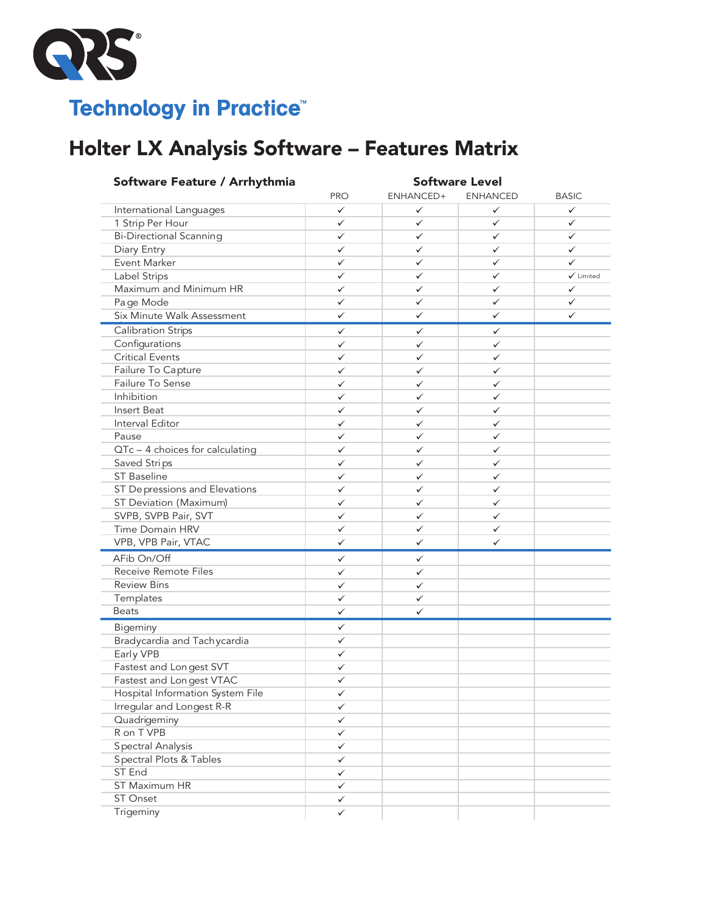QRS®

Technology in Practice™

# Holter LX Analysis Software – Features Matrix

| Software Feature / Arrhythmia | Software Level | | | |
|---|---|---|---|---|
| | PRO | ENHANCED+ | ENHANCED | BASIC |
| International Languages | ✓ | ✓ | ✓ | ✓ |
| 1 Strip Per Hour | ✓ | ✓ | ✓ | ✓ |
| Bi-Directional Scanning | ✓ | ✓ | ✓ | ✓ |
| Diary Entry | ✓ | ✓ | ✓ | ✓ |
| Event Marker | ✓ | ✓ | ✓ | ✓ |
| Label Strips | ✓ | ✓ | ✓ | ✓ Limited |
| Maximum and Minimum HR | ✓ | ✓ | ✓ | ✓ |
| Page Mode | ✓ | ✓ | ✓ | ✓ |
| Six Minute Walk Assessment | ✓ | ✓ | ✓ | ✓ |
| Calibration Strips | ✓ | ✓ | ✓ | |
| Configurations | ✓ | ✓ | ✓ | |
| Critical Events | ✓ | ✓ | ✓ | |
| Failure To Capture | ✓ | ✓ | ✓ | |
| Failure To Sense | ✓ | ✓ | ✓ | |
| Inhibition | ✓ | ✓ | ✓ | |
| Insert Beat | ✓ | ✓ | ✓ | |
| Interval Editor | ✓ | ✓ | ✓ | |
| Pause | ✓ | ✓ | ✓ | |
| QTc – 4 choices for calculating | ✓ | ✓ | ✓ | |
| Saved Strips | ✓ | ✓ | ✓ | |
| ST Baseline | ✓ | ✓ | ✓ | |
| ST Depressions and Elevations | ✓ | ✓ | ✓ | |
| ST Deviation (Maximum) | ✓ | ✓ | ✓ | |
| SVPB, SVPB Pair, SVT | ✓ | ✓ | ✓ | |
| Time Domain HRV | ✓ | ✓ | ✓ | |
| VPB, VPB Pair, VTAC | ✓ | ✓ | ✓ | |
| AFib On/Off | ✓ | ✓ | | |
| Receive Remote Files | ✓ | ✓ | | |
| Review Bins | ✓ | ✓ | | |
| Templates | ✓ | ✓ | | |
| Beats | ✓ | ✓ | | |
| Bigeminy | ✓ | | | |
| Bradycardia and Tachycardia | ✓ | | | |
| Early VPB | ✓ | | | |
| Fastest and Longest SVT | ✓ | | | |
| Fastest and Longest VTAC | ✓ | | | |
| Hospital Information System File | ✓ | | | |
| Irregular and Longest R-R | ✓ | | | |
| Quadrigeminy | ✓ | | | |
| R on T VPB | ✓ | | | |
| Spectral Analysis | ✓ | | | |
| Spectral Plots & Tables | ✓ | | | |
| ST End | ✓ | | | |
| ST Maximum HR | ✓ | | | |
| ST Onset | ✓ | | | |
| Trigeminy | ✓ | | | |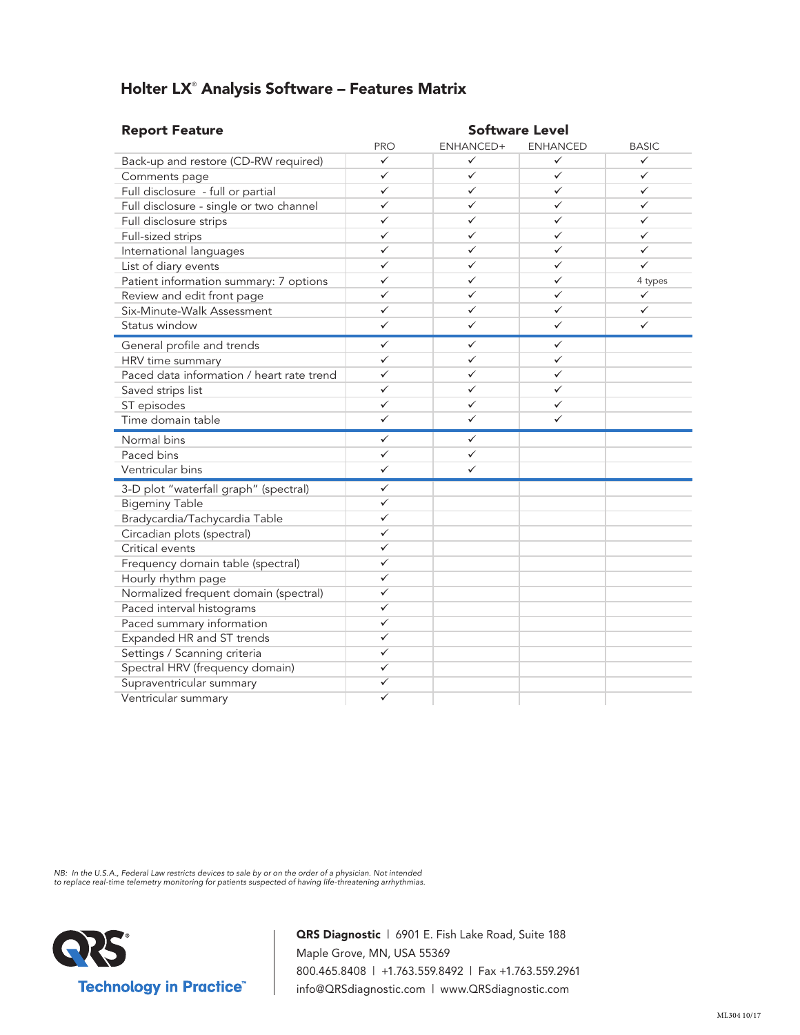## Holter LX® Analysis Software – Features Matrix

| Report Feature | Software Level | | | |
|---|---|---|---|---|
| | PRO | ENHANCED+ | ENHANCED | BASIC |
| Back-up and restore (CD-RW required) | ✓ | ✓ | ✓ | ✓ |
| Comments page | ✓ | ✓ | ✓ | ✓ |
| Full disclosure - full or partial | ✓ | ✓ | ✓ | ✓ |
| Full disclosure - single or two channel | ✓ | ✓ | ✓ | ✓ |
| Full disclosure strips | ✓ | ✓ | ✓ | ✓ |
| Full-sized strips | ✓ | ✓ | ✓ | ✓ |
| International languages | ✓ | ✓ | ✓ | ✓ |
| List of diary events | ✓ | ✓ | ✓ | ✓ |
| Patient information summary: 7 options | ✓ | ✓ | ✓ | 4 types |
| Review and edit front page | ✓ | ✓ | ✓ | ✓ |
| Six-Minute-Walk Assessment | ✓ | ✓ | ✓ | ✓ |
| Status window | ✓ | ✓ | ✓ | ✓ |
| General profile and trends | ✓ | ✓ | ✓ | |
| HRV time summary | ✓ | ✓ | ✓ | |
| Paced data information / heart rate trend | ✓ | ✓ | ✓ | |
| Saved strips list | ✓ | ✓ | ✓ | |
| ST episodes | ✓ | ✓ | ✓ | |
| Time domain table | ✓ | ✓ | ✓ | |
| Normal bins | ✓ | ✓ | | |
| Paced bins | ✓ | ✓ | | |
| Ventricular bins | ✓ | ✓ | | |
| 3-D plot "waterfall graph" (spectral) | ✓ | | | |
| Bigeminy Table | ✓ | | | |
| Bradycardia/Tachycardia Table | ✓ | | | |
| Circadian plots (spectral) | ✓ | | | |
| Critical events | ✓ | | | |
| Frequency domain table (spectral) | ✓ | | | |
| Hourly rhythm page | ✓ | | | |
| Normalized frequent domain (spectral) | ✓ | | | |
| Paced interval histograms | ✓ | | | |
| Paced summary information | ✓ | | | |
| Expanded HR and ST trends | ✓ | | | |
| Settings / Scanning criteria | ✓ | | | |
| Spectral HRV (frequency domain) | ✓ | | | |
| Supraventricular summary | ✓ | | | |
| Ventricular summary | ✓ | | | |

*NB: In the U.S.A., Federal Law restricts devices to sale by or on the order of a physician. Not intended to replace real-time telemetry monitoring for patients suspected of having life-threatening arrhythmias.*

QRS® Technology in Practice™

**QRS Diagnostic** | 6901 E. Fish Lake Road, Suite 188
Maple Grove, MN, USA 55369
800.465.8408 | +1.763.559.8492 | Fax +1.763.559.2961
info@QRSdiagnostic.com | www.QRSdiagnostic.com

ML304 10/17